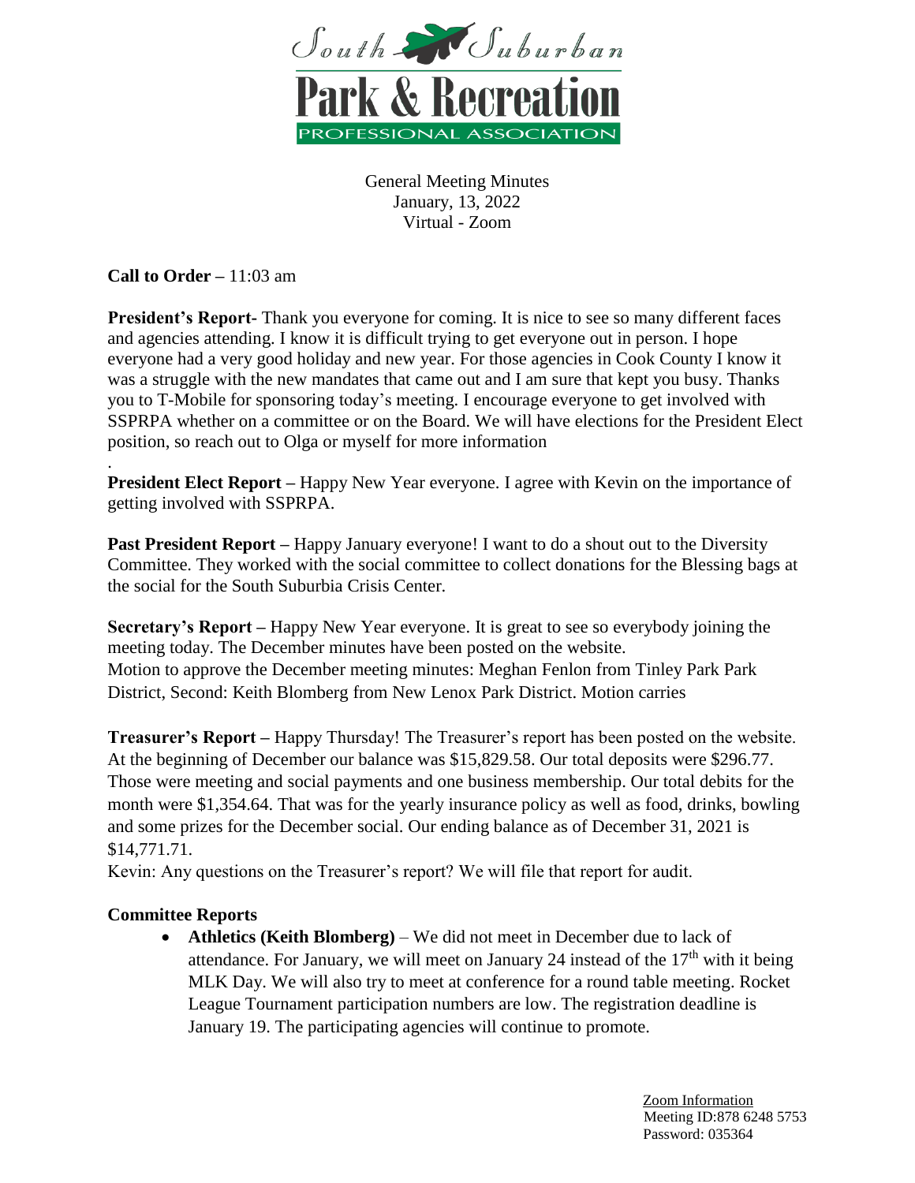South Suburban

Park & Recreation

PROFESSIONAL ASSOCIATION

General Meeting Minutes
January, 13, 2022
Virtual - Zoom

**Call to Order –** 11:03 am

**President's Report-** Thank you everyone for coming. It is nice to see so many different faces and agencies attending. I know it is difficult trying to get everyone out in person. I hope everyone had a very good holiday and new year. For those agencies in Cook County I know it was a struggle with the new mandates that came out and I am sure that kept you busy. Thanks you to T-Mobile for sponsoring today's meeting. I encourage everyone to get involved with SSPRPA whether on a committee or on the Board. We will have elections for the President Elect position, so reach out to Olga or myself for more information

.

**President Elect Report –** Happy New Year everyone. I agree with Kevin on the importance of getting involved with SSPRPA.

**Past President Report –** Happy January everyone! I want to do a shout out to the Diversity Committee. They worked with the social committee to collect donations for the Blessing bags at the social for the South Suburbia Crisis Center.

**Secretary's Report –** Happy New Year everyone. It is great to see so everybody joining the meeting today. The December minutes have been posted on the website.
Motion to approve the December meeting minutes: Meghan Fenlon from Tinley Park Park District, Second: Keith Blomberg from New Lenox Park District. Motion carries

**Treasurer's Report –** Happy Thursday! The Treasurer's report has been posted on the website. At the beginning of December our balance was $15,829.58. Our total deposits were $296.77. Those were meeting and social payments and one business membership. Our total debits for the month were $1,354.64. That was for the yearly insurance policy as well as food, drinks, bowling and some prizes for the December social. Our ending balance as of December 31, 2021 is $14,771.71.
Kevin: Any questions on the Treasurer's report? We will file that report for audit.

**Committee Reports**

- **Athletics (Keith Blomberg)** – We did not meet in December due to lack of attendance. For January, we will meet on January 24 instead of the 17th with it being MLK Day. We will also try to meet at conference for a round table meeting. Rocket League Tournament participation numbers are low. The registration deadline is January 19. The participating agencies will continue to promote.

Zoom Information
Meeting ID:878 6248 5753
Password: 035364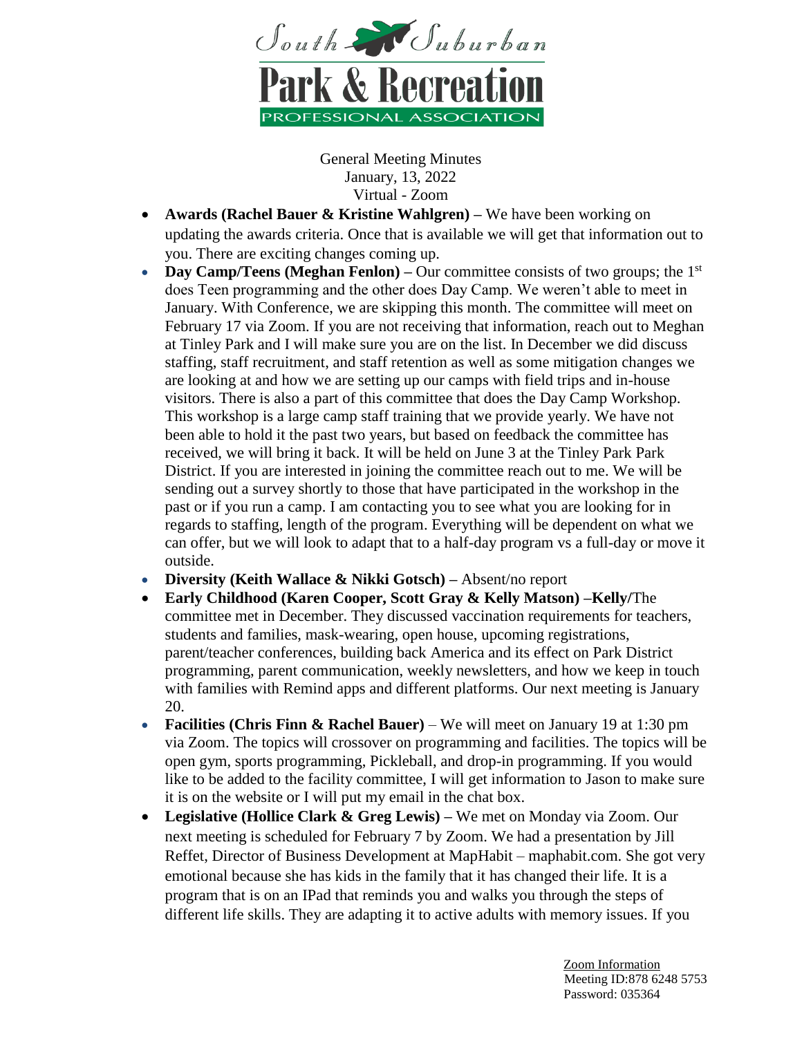South Suburban Park & Recreation PROFESSIONAL ASSOCIATION

General Meeting Minutes
January, 13, 2022
Virtual - Zoom

- **Awards (Rachel Bauer & Kristine Wahlgren) –** We have been working on updating the awards criteria. Once that is available we will get that information out to you. There are exciting changes coming up.
- **Day Camp/Teens (Meghan Fenlon) –** Our committee consists of two groups; the 1st does Teen programming and the other does Day Camp. We weren't able to meet in January. With Conference, we are skipping this month. The committee will meet on February 17 via Zoom. If you are not receiving that information, reach out to Meghan at Tinley Park and I will make sure you are on the list. In December we did discuss staffing, staff recruitment, and staff retention as well as some mitigation changes we are looking at and how we are setting up our camps with field trips and in-house visitors. There is also a part of this committee that does the Day Camp Workshop. This workshop is a large camp staff training that we provide yearly. We have not been able to hold it the past two years, but based on feedback the committee has received, we will bring it back. It will be held on June 3 at the Tinley Park Park District. If you are interested in joining the committee reach out to me. We will be sending out a survey shortly to those that have participated in the workshop in the past or if you run a camp. I am contacting you to see what you are looking for in regards to staffing, length of the program. Everything will be dependent on what we can offer, but we will look to adapt that to a half-day program vs a full-day or move it outside.
- **Diversity (Keith Wallace & Nikki Gotsch) –** Absent/no report
- **Early Childhood (Karen Cooper, Scott Gray & Kelly Matson) –Kelly/**The committee met in December. They discussed vaccination requirements for teachers, students and families, mask-wearing, open house, upcoming registrations, parent/teacher conferences, building back America and its effect on Park District programming, parent communication, weekly newsletters, and how we keep in touch with families with Remind apps and different platforms. Our next meeting is January 20.
- **Facilities (Chris Finn & Rachel Bauer)** – We will meet on January 19 at 1:30 pm via Zoom. The topics will crossover on programming and facilities. The topics will be open gym, sports programming, Pickleball, and drop-in programming. If you would like to be added to the facility committee, I will get information to Jason to make sure it is on the website or I will put my email in the chat box.
- **Legislative (Hollice Clark & Greg Lewis) –** We met on Monday via Zoom. Our next meeting is scheduled for February 7 by Zoom. We had a presentation by Jill Reffet, Director of Business Development at MapHabit – maphabit.com. She got very emotional because she has kids in the family that it has changed their life. It is a program that is on an IPad that reminds you and walks you through the steps of different life skills. They are adapting it to active adults with memory issues. If you

Zoom Information
Meeting ID:878 6248 5753
Password: 035364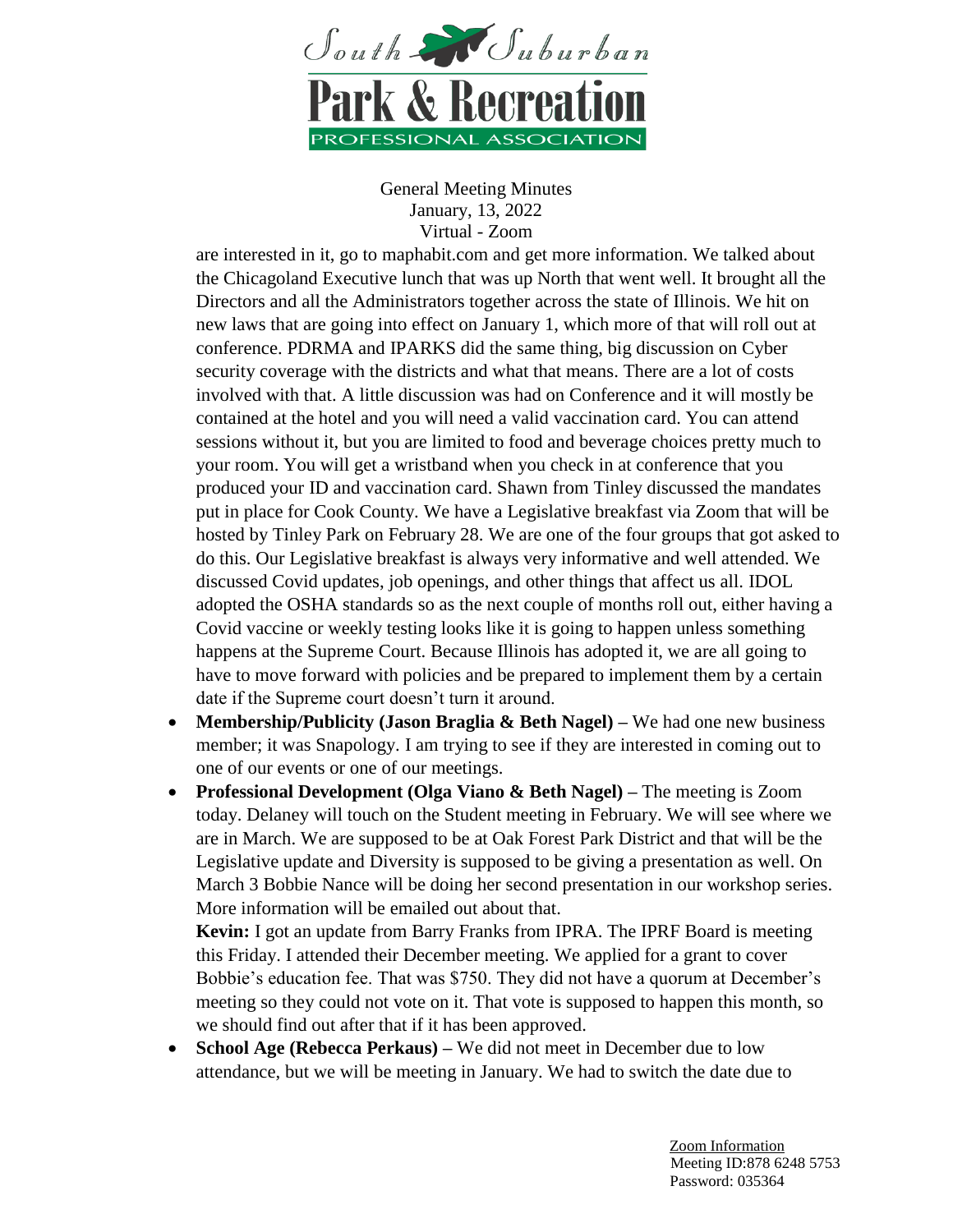are interested in it, go to maphabit.com and get more information. We talked about the Chicagoland Executive lunch that was up North that went well. It brought all the Directors and all the Administrators together across the state of Illinois. We hit on new laws that are going into effect on January 1, which more of that will roll out at conference. PDRMA and IPARKS did the same thing, big discussion on Cyber security coverage with the districts and what that means. There are a lot of costs involved with that. A little discussion was had on Conference and it will mostly be contained at the hotel and you will need a valid vaccination card. You can attend sessions without it, but you are limited to food and beverage choices pretty much to your room. You will get a wristband when you check in at conference that you produced your ID and vaccination card. Shawn from Tinley discussed the mandates put in place for Cook County. We have a Legislative breakfast via Zoom that will be hosted by Tinley Park on February 28. We are one of the four groups that got asked to do this. Our Legislative breakfast is always very informative and well attended. We discussed Covid updates, job openings, and other things that affect us all. IDOL adopted the OSHA standards so as the next couple of months roll out, either having a Covid vaccine or weekly testing looks like it is going to happen unless something happens at the Supreme Court. Because Illinois has adopted it, we are all going to have to move forward with policies and be prepared to implement them by a certain date if the Supreme court doesn't turn it around.

- **Membership/Publicity (Jason Braglia & Beth Nagel) –** We had one new business member; it was Snapology. I am trying to see if they are interested in coming out to one of our events or one of our meetings.
- **Professional Development (Olga Viano & Beth Nagel) –** The meeting is Zoom today. Delaney will touch on the Student meeting in February. We will see where we are in March. We are supposed to be at Oak Forest Park District and that will be the Legislative update and Diversity is supposed to be giving a presentation as well. On March 3 Bobbie Nance will be doing her second presentation in our workshop series. More information will be emailed out about that.

  **Kevin:** I got an update from Barry Franks from IPRA. The IPRF Board is meeting this Friday. I attended their December meeting. We applied for a grant to cover Bobbie's education fee. That was $750. They did not have a quorum at December's meeting so they could not vote on it. That vote is supposed to happen this month, so we should find out after that if it has been approved.
- **School Age (Rebecca Perkaus) –** We did not meet in December due to low attendance, but we will be meeting in January. We had to switch the date due to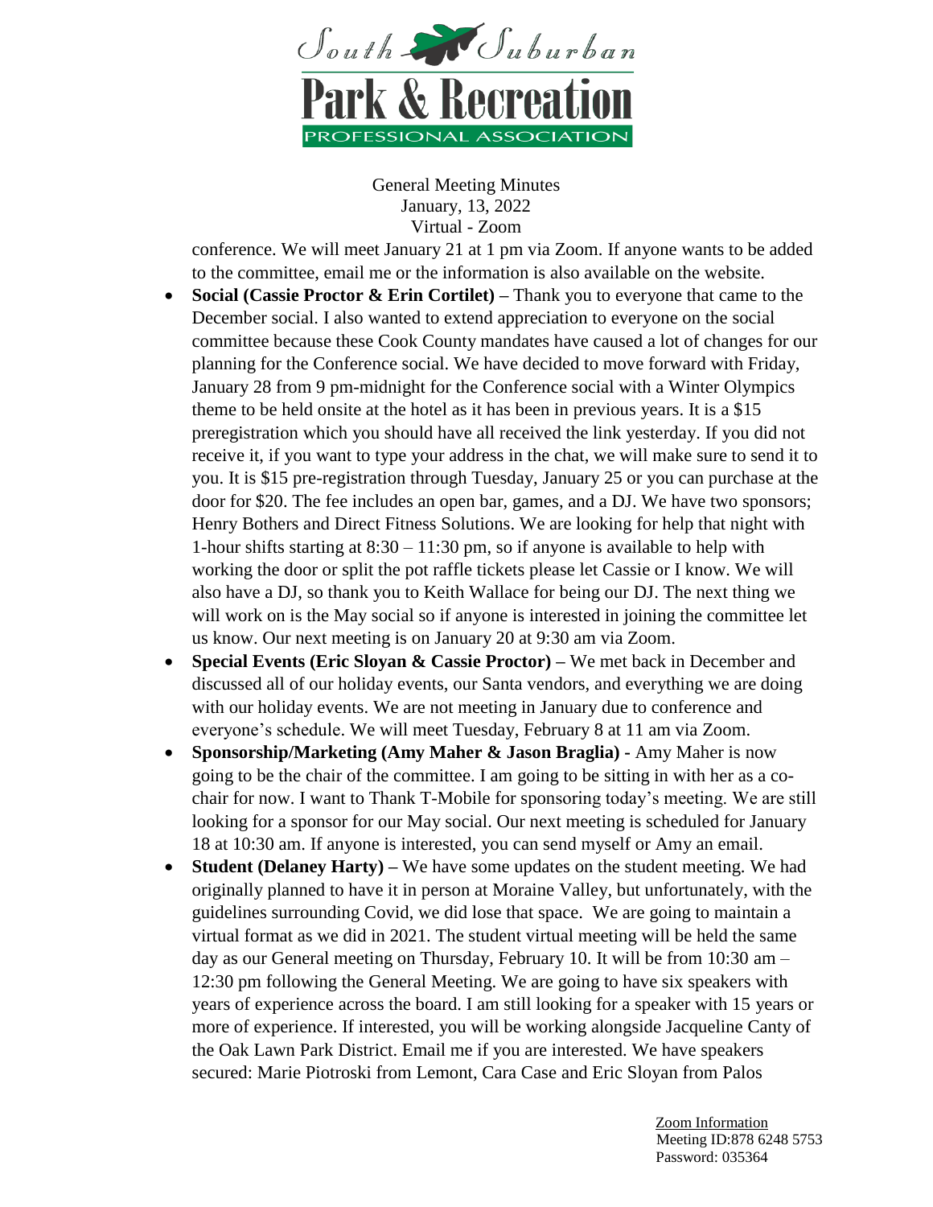conference. We will meet January 21 at 1 pm via Zoom. If anyone wants to be added to the committee, email me or the information is also available on the website.

- **Social (Cassie Proctor & Erin Cortilet) –** Thank you to everyone that came to the December social. I also wanted to extend appreciation to everyone on the social committee because these Cook County mandates have caused a lot of changes for our planning for the Conference social. We have decided to move forward with Friday, January 28 from 9 pm-midnight for the Conference social with a Winter Olympics theme to be held onsite at the hotel as it has been in previous years. It is a $15 preregistration which you should have all received the link yesterday. If you did not receive it, if you want to type your address in the chat, we will make sure to send it to you. It is $15 pre-registration through Tuesday, January 25 or you can purchase at the door for $20. The fee includes an open bar, games, and a DJ. We have two sponsors; Henry Bothers and Direct Fitness Solutions. We are looking for help that night with 1-hour shifts starting at 8:30 – 11:30 pm, so if anyone is available to help with working the door or split the pot raffle tickets please let Cassie or I know. We will also have a DJ, so thank you to Keith Wallace for being our DJ. The next thing we will work on is the May social so if anyone is interested in joining the committee let us know. Our next meeting is on January 20 at 9:30 am via Zoom.
- **Special Events (Eric Sloyan & Cassie Proctor) –** We met back in December and discussed all of our holiday events, our Santa vendors, and everything we are doing with our holiday events. We are not meeting in January due to conference and everyone's schedule. We will meet Tuesday, February 8 at 11 am via Zoom.
- **Sponsorship/Marketing (Amy Maher & Jason Braglia) -** Amy Maher is now going to be the chair of the committee. I am going to be sitting in with her as a co-chair for now. I want to Thank T-Mobile for sponsoring today's meeting. We are still looking for a sponsor for our May social. Our next meeting is scheduled for January 18 at 10:30 am. If anyone is interested, you can send myself or Amy an email.
- **Student (Delaney Harty) –** We have some updates on the student meeting. We had originally planned to have it in person at Moraine Valley, but unfortunately, with the guidelines surrounding Covid, we did lose that space. We are going to maintain a virtual format as we did in 2021. The student virtual meeting will be held the same day as our General meeting on Thursday, February 10. It will be from 10:30 am – 12:30 pm following the General Meeting. We are going to have six speakers with years of experience across the board. I am still looking for a speaker with 15 years or more of experience. If interested, you will be working alongside Jacqueline Canty of the Oak Lawn Park District. Email me if you are interested. We have speakers secured: Marie Piotroski from Lemont, Cara Case and Eric Sloyan from Palos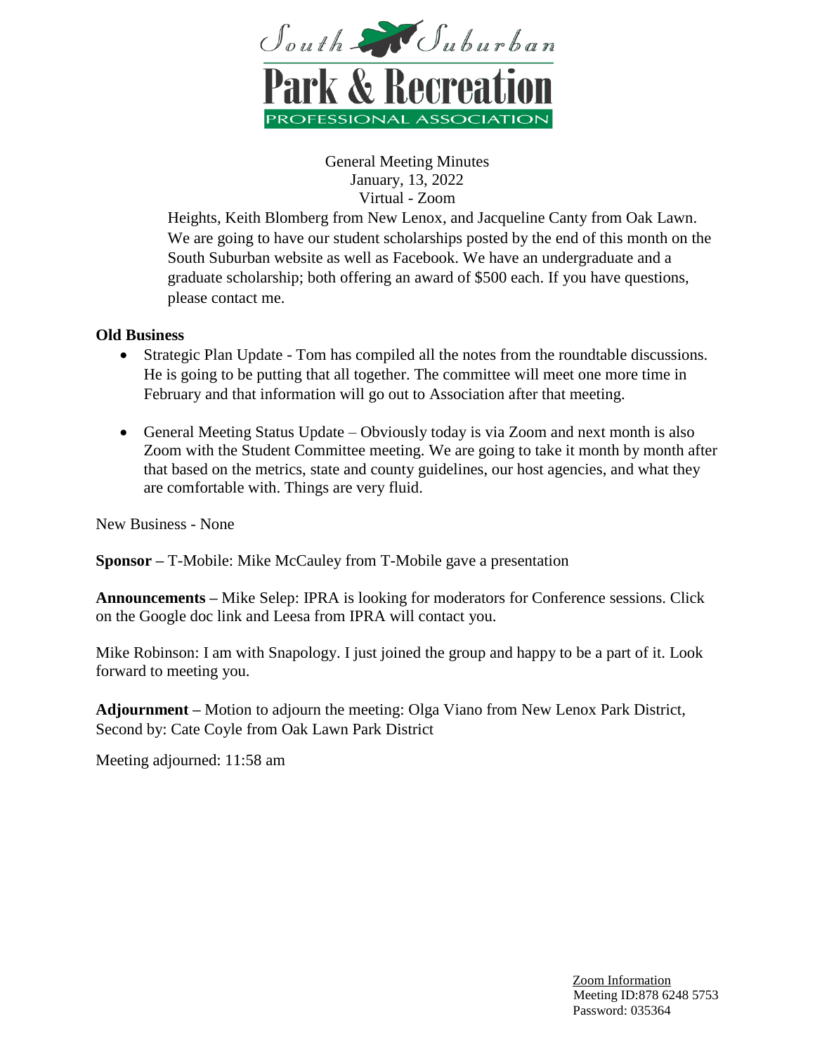General Meeting Minutes
January, 13, 2022
Virtual - Zoom

Heights, Keith Blomberg from New Lenox, and Jacqueline Canty from Oak Lawn. We are going to have our student scholarships posted by the end of this month on the South Suburban website as well as Facebook. We have an undergraduate and a graduate scholarship; both offering an award of $500 each. If you have questions, please contact me.

**Old Business**

- Strategic Plan Update - Tom has compiled all the notes from the roundtable discussions. He is going to be putting that all together. The committee will meet one more time in February and that information will go out to Association after that meeting.
- General Meeting Status Update – Obviously today is via Zoom and next month is also Zoom with the Student Committee meeting. We are going to take it month by month after that based on the metrics, state and county guidelines, our host agencies, and what they are comfortable with. Things are very fluid.

New Business - None

**Sponsor –** T-Mobile: Mike McCauley from T-Mobile gave a presentation

**Announcements –** Mike Selep: IPRA is looking for moderators for Conference sessions. Click on the Google doc link and Leesa from IPRA will contact you.

Mike Robinson: I am with Snapology. I just joined the group and happy to be a part of it. Look forward to meeting you.

**Adjournment –** Motion to adjourn the meeting: Olga Viano from New Lenox Park District, Second by: Cate Coyle from Oak Lawn Park District

Meeting adjourned: 11:58 am

Zoom Information
Meeting ID:878 6248 5753
Password: 035364